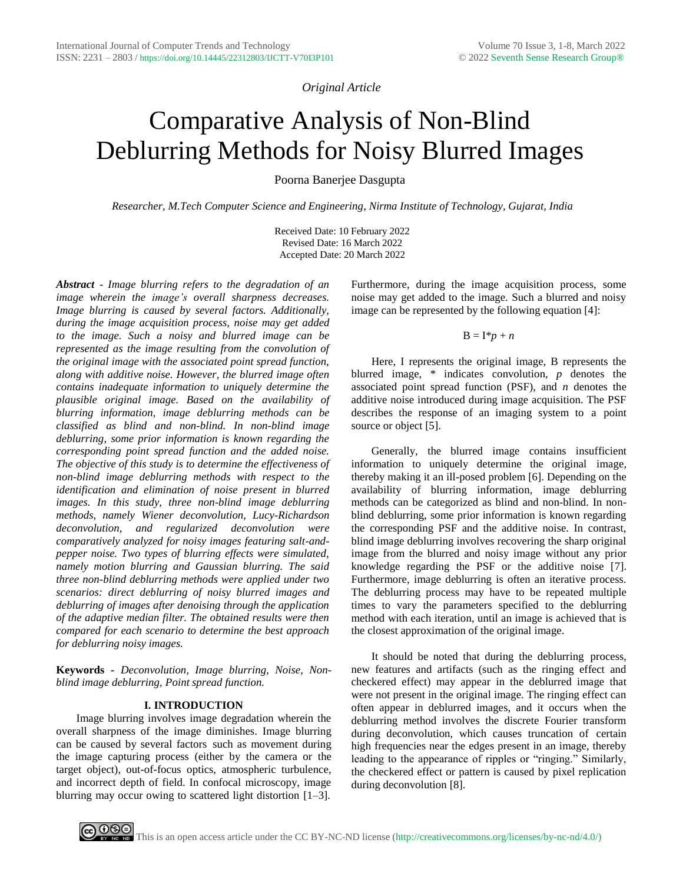*Original Article*

# Comparative Analysis of Non-Blind Deblurring Methods for Noisy Blurred Images

Poorna Banerjee Dasgupta

*Researcher, M.Tech Computer Science and Engineering, Nirma Institute of Technology, Gujarat, India*

Received Date: 10 February 2022
Revised Date: 16 March 2022
Accepted Date: 20 March 2022

***Abstract*** *- Image blurring refers to the degradation of an image wherein the image's overall sharpness decreases. Image blurring is caused by several factors. Additionally, during the image acquisition process, noise may get added to the image. Such a noisy and blurred image can be represented as the image resulting from the convolution of the original image with the associated point spread function, along with additive noise. However, the blurred image often contains inadequate information to uniquely determine the plausible original image. Based on the availability of blurring information, image deblurring methods can be classified as blind and non-blind. In non-blind image deblurring, some prior information is known regarding the corresponding point spread function and the added noise. The objective of this study is to determine the effectiveness of non-blind image deblurring methods with respect to the identification and elimination of noise present in blurred images. In this study, three non-blind image deblurring methods, namely Wiener deconvolution, Lucy-Richardson deconvolution, and regularized deconvolution were comparatively analyzed for noisy images featuring salt-and-pepper noise. Two types of blurring effects were simulated, namely motion blurring and Gaussian blurring. The said three non-blind deblurring methods were applied under two scenarios: direct deblurring of noisy blurred images and deblurring of images after denoising through the application of the adaptive median filter. The obtained results were then compared for each scenario to determine the best approach for deblurring noisy images.*

**Keywords -** *Deconvolution, Image blurring, Noise, Non-blind image deblurring, Point spread function.*

## I. INTRODUCTION

Image blurring involves image degradation wherein the overall sharpness of the image diminishes. Image blurring can be caused by several factors such as movement during the image capturing process (either by the camera or the target object), out-of-focus optics, atmospheric turbulence, and incorrect depth of field. In confocal microscopy, image blurring may occur owing to scattered light distortion [1–3]. Furthermore, during the image acquisition process, some noise may get added to the image. Such a blurred and noisy image can be represented by the following equation [4]:

$$B = I * p + n$$

Here, I represents the original image, B represents the blurred image, * indicates convolution, $p$ denotes the associated point spread function (PSF), and $n$ denotes the additive noise introduced during image acquisition. The PSF describes the response of an imaging system to a point source or object [5].

Generally, the blurred image contains insufficient information to uniquely determine the original image, thereby making it an ill-posed problem [6]. Depending on the availability of blurring information, image deblurring methods can be categorized as blind and non-blind. In non-blind deblurring, some prior information is known regarding the corresponding PSF and the additive noise. In contrast, blind image deblurring involves recovering the sharp original image from the blurred and noisy image without any prior knowledge regarding the PSF or the additive noise [7]. Furthermore, image deblurring is often an iterative process. The deblurring process may have to be repeated multiple times to vary the parameters specified to the deblurring method with each iteration, until an image is achieved that is the closest approximation of the original image.

It should be noted that during the deblurring process, new features and artifacts (such as the ringing effect and checkered effect) may appear in the deblurred image that were not present in the original image. The ringing effect can often appear in deblurred images, and it occurs when the deblurring method involves the discrete Fourier transform during deconvolution, which causes truncation of certain high frequencies near the edges present in an image, thereby leading to the appearance of ripples or "ringing." Similarly, the checkered effect or pattern is caused by pixel replication during deconvolution [8].

This is an open access article under the CC BY-NC-ND license (http://creativecommons.org/licenses/by-nc-nd/4.0/)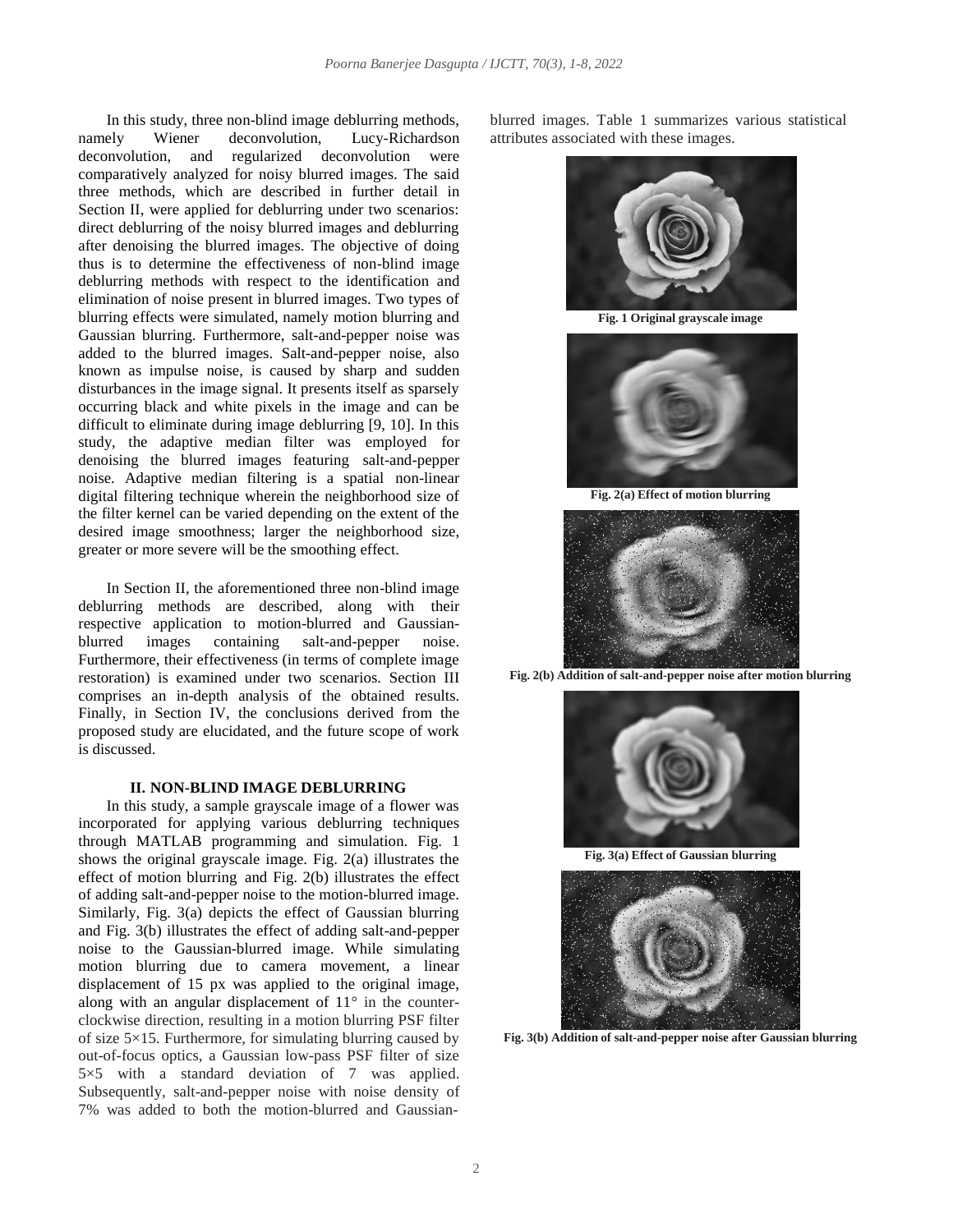In this study, three non-blind image deblurring methods, namely Wiener deconvolution, Lucy-Richardson deconvolution, and regularized deconvolution were comparatively analyzed for noisy blurred images. The said three methods, which are described in further detail in Section II, were applied for deblurring under two scenarios: direct deblurring of the noisy blurred images and deblurring after denoising the blurred images. The objective of doing thus is to determine the effectiveness of non-blind image deblurring methods with respect to the identification and elimination of noise present in blurred images. Two types of blurring effects were simulated, namely motion blurring and Gaussian blurring. Furthermore, salt-and-pepper noise was added to the blurred images. Salt-and-pepper noise, also known as impulse noise, is caused by sharp and sudden disturbances in the image signal. It presents itself as sparsely occurring black and white pixels in the image and can be difficult to eliminate during image deblurring [9, 10]. In this study, the adaptive median filter was employed for denoising the blurred images featuring salt-and-pepper noise. Adaptive median filtering is a spatial non-linear digital filtering technique wherein the neighborhood size of the filter kernel can be varied depending on the extent of the desired image smoothness; larger the neighborhood size, greater or more severe will be the smoothing effect.

In Section II, the aforementioned three non-blind image deblurring methods are described, along with their respective application to motion-blurred and Gaussian-blurred images containing salt-and-pepper noise. Furthermore, their effectiveness (in terms of complete image restoration) is examined under two scenarios. Section III comprises an in-depth analysis of the obtained results. Finally, in Section IV, the conclusions derived from the proposed study are elucidated, and the future scope of work is discussed.

## II. NON-BLIND IMAGE DEBLURRING

In this study, a sample grayscale image of a flower was incorporated for applying various deblurring techniques through MATLAB programming and simulation. Fig. 1 shows the original grayscale image. Fig. 2(a) illustrates the effect of motion blurring and Fig. 2(b) illustrates the effect of adding salt-and-pepper noise to the motion-blurred image. Similarly, Fig. 3(a) depicts the effect of Gaussian blurring and Fig. 3(b) illustrates the effect of adding salt-and-pepper noise to the Gaussian-blurred image. While simulating motion blurring due to camera movement, a linear displacement of 15 px was applied to the original image, along with an angular displacement of 11° in the counter-clockwise direction, resulting in a motion blurring PSF filter of size $5 \times 15$. Furthermore, for simulating blurring caused by out-of-focus optics, a Gaussian low-pass PSF filter of size $5 \times 5$ with a standard deviation of 7 was applied. Subsequently, salt-and-pepper noise with noise density of 7% was added to both the motion-blurred and Gaussian-blurred images. Table 1 summarizes various statistical attributes associated with these images.

**Fig. 1 Original grayscale image**

**Fig. 2(a) Effect of motion blurring**

**Fig. 2(b) Addition of salt-and-pepper noise after motion blurring**

**Fig. 3(a) Effect of Gaussian blurring**

**Fig. 3(b) Addition of salt-and-pepper noise after Gaussian blurring**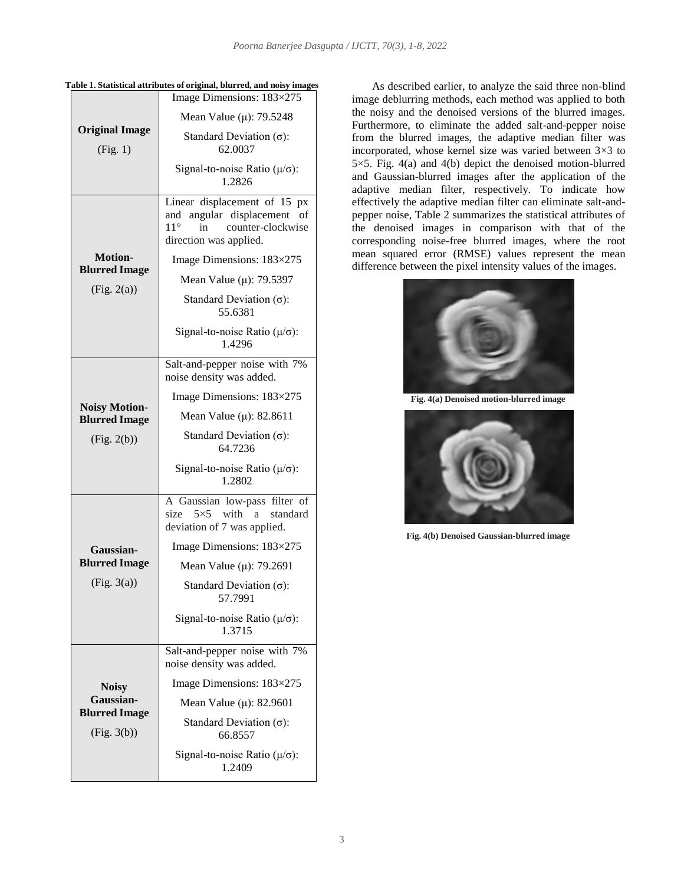**Table 1. Statistical attributes of original, blurred, and noisy images**

| | |
|---|---|
| **Original Image** (Fig. 1) | Image Dimensions: 183×275 |
| | Mean Value (μ): 79.5248 |
| | Standard Deviation (σ): 62.0037 |
| | Signal-to-noise Ratio (μ/σ): 1.2826 |
| **Motion-Blurred Image** (Fig. 2(a)) | Linear displacement of 15 px and angular displacement of 11° in counter-clockwise direction was applied. |
| | Image Dimensions: 183×275 |
| | Mean Value (μ): 79.5397 |
| | Standard Deviation (σ): 55.6381 |
| | Signal-to-noise Ratio (μ/σ): 1.4296 |
| **Noisy Motion-Blurred Image** (Fig. 2(b)) | Salt-and-pepper noise with 7% noise density was added. |
| | Image Dimensions: 183×275 |
| | Mean Value (μ): 82.8611 |
| | Standard Deviation (σ): 64.7236 |
| | Signal-to-noise Ratio (μ/σ): 1.2802 |
| **Gaussian-Blurred Image** (Fig. 3(a)) | A Gaussian low-pass filter of size 5×5 with a standard deviation of 7 was applied. |
| | Image Dimensions: 183×275 |
| | Mean Value (μ): 79.2691 |
| | Standard Deviation (σ): 57.7991 |
| | Signal-to-noise Ratio (μ/σ): 1.3715 |
| **Noisy Gaussian-Blurred Image** (Fig. 3(b)) | Salt-and-pepper noise with 7% noise density was added. |
| | Image Dimensions: 183×275 |
| | Mean Value (μ): 82.9601 |
| | Standard Deviation (σ): 66.8557 |
| | Signal-to-noise Ratio (μ/σ): 1.2409 |

As described earlier, to analyze the said three non-blind image deblurring methods, each method was applied to both the noisy and the denoised versions of the blurred images. Furthermore, to eliminate the added salt-and-pepper noise from the blurred images, the adaptive median filter was incorporated, whose kernel size was varied between 3×3 to 5×5. Fig. 4(a) and 4(b) depict the denoised motion-blurred and Gaussian-blurred images after the application of the adaptive median filter, respectively. To indicate how effectively the adaptive median filter can eliminate salt-and-pepper noise, Table 2 summarizes the statistical attributes of the denoised images in comparison with that of the corresponding noise-free blurred images, where the root mean squared error (RMSE) values represent the mean difference between the pixel intensity values of the images.

**Fig. 4(a) Denoised motion-blurred image**

**Fig. 4(b) Denoised Gaussian-blurred image**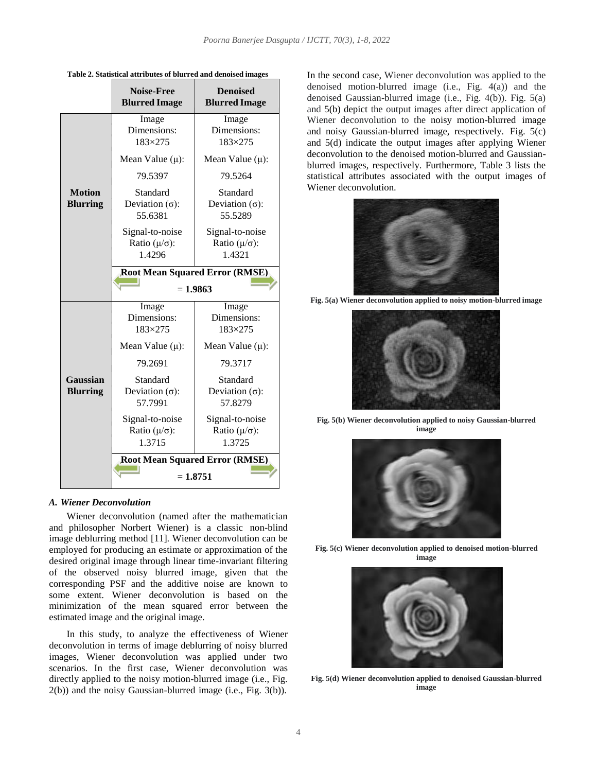**Table 2. Statistical attributes of blurred and denoised images**

| | Noise-Free Blurred Image | Denoised Blurred Image |
|---|---|---|
| **Motion Blurring** | Image Dimensions: 183×275 | Image Dimensions: 183×275 |
| | Mean Value (μ): 79.5397 | Mean Value (μ): 79.5264 |
| | Standard Deviation (σ): 55.6381 | Standard Deviation (σ): 55.5289 |
| | Signal-to-noise Ratio (μ/σ): 1.4296 | Signal-to-noise Ratio (μ/σ): 1.4321 |
| | **Root Mean Squared Error (RMSE)** = **1.9863** | |
| **Gaussian Blurring** | Image Dimensions: 183×275 | Image Dimensions: 183×275 |
| | Mean Value (μ): 79.2691 | Mean Value (μ): 79.3717 |
| | Standard Deviation (σ): 57.7991 | Standard Deviation (σ): 57.8279 |
| | Signal-to-noise Ratio (μ/σ): 1.3715 | Signal-to-noise Ratio (μ/σ): 1.3725 |
| | **Root Mean Squared Error (RMSE)** = **1.8751** | |

### *A. Wiener Deconvolution*

Wiener deconvolution (named after the mathematician and philosopher Norbert Wiener) is a classic non-blind image deblurring method [11]. Wiener deconvolution can be employed for producing an estimate or approximation of the desired original image through linear time-invariant filtering of the observed noisy blurred image, given that the corresponding PSF and the additive noise are known to some extent. Wiener deconvolution is based on the minimization of the mean squared error between the estimated image and the original image.

In this study, to analyze the effectiveness of Wiener deconvolution in terms of image deblurring of noisy blurred images, Wiener deconvolution was applied under two scenarios. In the first case, Wiener deconvolution was directly applied to the noisy motion-blurred image (i.e., Fig. 2(b)) and the noisy Gaussian-blurred image (i.e., Fig. 3(b)). In the second case, Wiener deconvolution was applied to the denoised motion-blurred image (i.e., Fig. 4(a)) and the denoised Gaussian-blurred image (i.e., Fig. 4(b)). Fig. 5(a) and 5(b) depict the output images after direct application of Wiener deconvolution to the noisy motion-blurred image and noisy Gaussian-blurred image, respectively. Fig. 5(c) and 5(d) indicate the output images after applying Wiener deconvolution to the denoised motion-blurred and Gaussian-blurred images, respectively. Furthermore, Table 3 lists the statistical attributes associated with the output images of Wiener deconvolution.

**Fig. 5(a) Wiener deconvolution applied to noisy motion-blurred image**

**Fig. 5(b) Wiener deconvolution applied to noisy Gaussian-blurred image**

**Fig. 5(c) Wiener deconvolution applied to denoised motion-blurred image**

**Fig. 5(d) Wiener deconvolution applied to denoised Gaussian-blurred image**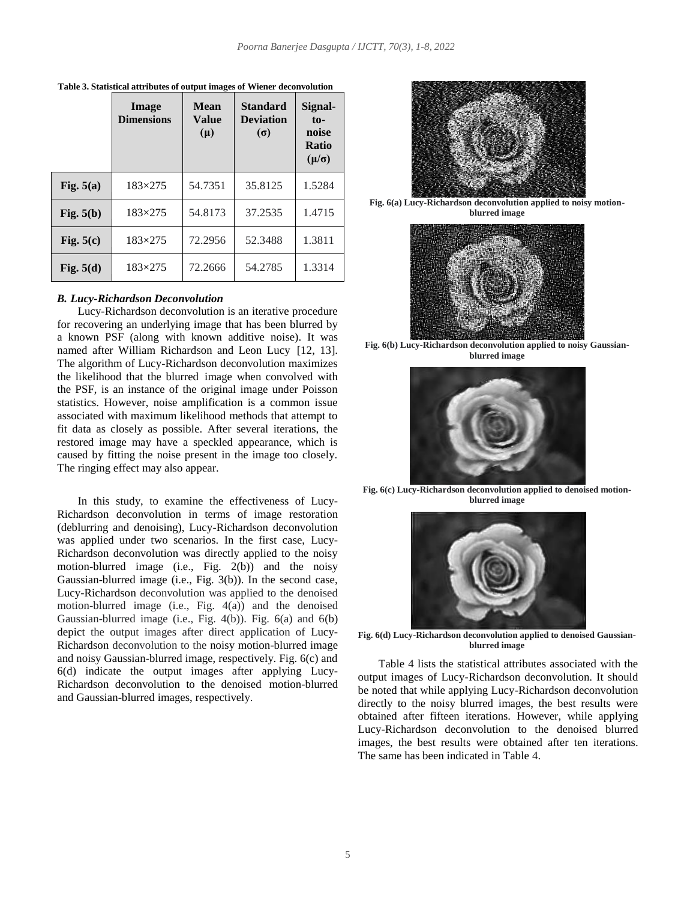**Table 3. Statistical attributes of output images of Wiener deconvolution**

| | Image Dimensions | Mean Value (μ) | Standard Deviation (σ) | Signal-to-noise Ratio (μ/σ) |
|---|---|---|---|---|
| **Fig. 5(a)** | 183×275 | 54.7351 | 35.8125 | 1.5284 |
| **Fig. 5(b)** | 183×275 | 54.8173 | 37.2535 | 1.4715 |
| **Fig. 5(c)** | 183×275 | 72.2956 | 52.3488 | 1.3811 |
| **Fig. 5(d)** | 183×275 | 72.2666 | 54.2785 | 1.3314 |

### *B. Lucy-Richardson Deconvolution*

Lucy-Richardson deconvolution is an iterative procedure for recovering an underlying image that has been blurred by a known PSF (along with known additive noise). It was named after William Richardson and Leon Lucy [12, 13]. The algorithm of Lucy-Richardson deconvolution maximizes the likelihood that the blurred image when convolved with the PSF, is an instance of the original image under Poisson statistics. However, noise amplification is a common issue associated with maximum likelihood methods that attempt to fit data as closely as possible. After several iterations, the restored image may have a speckled appearance, which is caused by fitting the noise present in the image too closely. The ringing effect may also appear.

In this study, to examine the effectiveness of Lucy-Richardson deconvolution in terms of image restoration (deblurring and denoising), Lucy-Richardson deconvolution was applied under two scenarios. In the first case, Lucy-Richardson deconvolution was directly applied to the noisy motion-blurred image (i.e., Fig. 2(b)) and the noisy Gaussian-blurred image (i.e., Fig. 3(b)). In the second case, Lucy-Richardson deconvolution was applied to the denoised motion-blurred image (i.e., Fig. 4(a)) and the denoised Gaussian-blurred image (i.e., Fig. 4(b)). Fig. 6(a) and 6(b) depict the output images after direct application of Lucy-Richardson deconvolution to the noisy motion-blurred image and noisy Gaussian-blurred image, respectively. Fig. 6(c) and 6(d) indicate the output images after applying Lucy-Richardson deconvolution to the denoised motion-blurred and Gaussian-blurred images, respectively.

**Fig. 6(a) Lucy-Richardson deconvolution applied to noisy motion-blurred image**

**Fig. 6(b) Lucy-Richardson deconvolution applied to noisy Gaussian-blurred image**

**Fig. 6(c) Lucy-Richardson deconvolution applied to denoised motion-blurred image**

**Fig. 6(d) Lucy-Richardson deconvolution applied to denoised Gaussian-blurred image**

Table 4 lists the statistical attributes associated with the output images of Lucy-Richardson deconvolution. It should be noted that while applying Lucy-Richardson deconvolution directly to the noisy blurred images, the best results were obtained after fifteen iterations. However, while applying Lucy-Richardson deconvolution to the denoised blurred images, the best results were obtained after ten iterations. The same has been indicated in Table 4.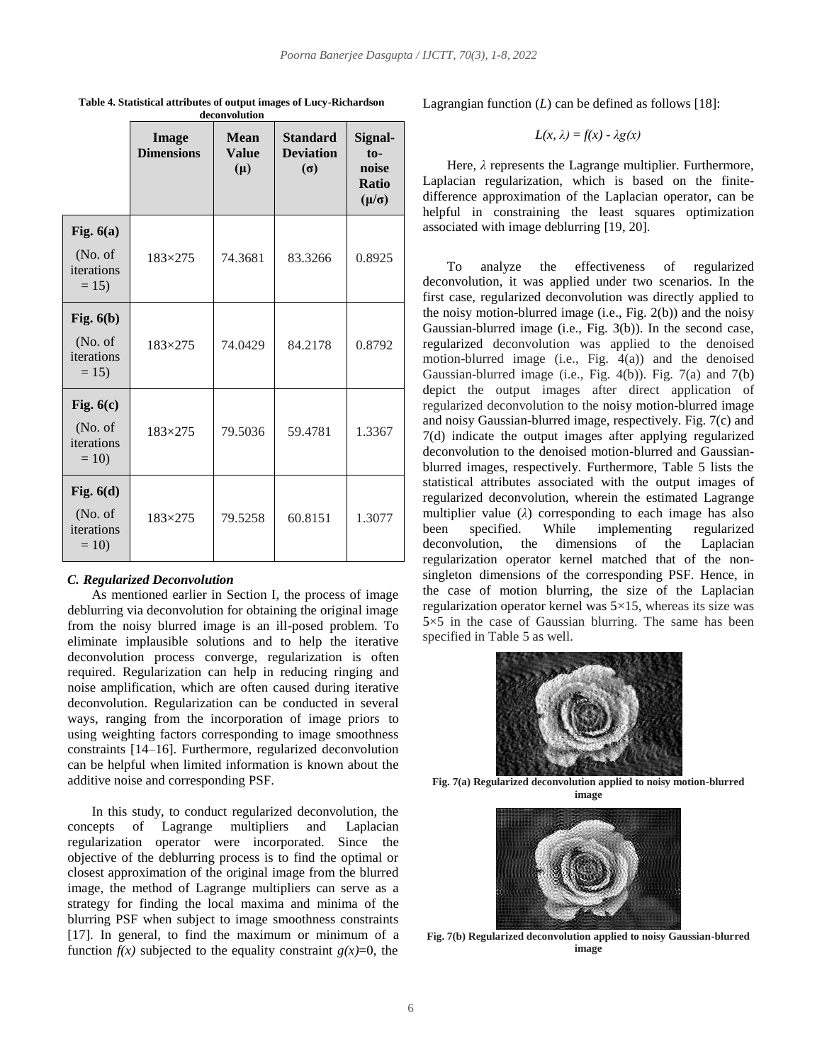**Table 4. Statistical attributes of output images of Lucy-Richardson deconvolution**

| | Image Dimensions | Mean Value (μ) | Standard Deviation (σ) | Signal-to-noise Ratio (μ/σ) |
|---|---|---|---|---|
| **Fig. 6(a)** (No. of iterations = 15) | 183×275 | 74.3681 | 83.3266 | 0.8925 |
| **Fig. 6(b)** (No. of iterations = 15) | 183×275 | 74.0429 | 84.2178 | 0.8792 |
| **Fig. 6(c)** (No. of iterations = 10) | 183×275 | 79.5036 | 59.4781 | 1.3367 |
| **Fig. 6(d)** (No. of iterations = 10) | 183×275 | 79.5258 | 60.8151 | 1.3077 |

### *C. Regularized Deconvolution*

As mentioned earlier in Section I, the process of image deblurring via deconvolution for obtaining the original image from the noisy blurred image is an ill-posed problem. To eliminate implausible solutions and to help the iterative deconvolution process converge, regularization is often required. Regularization can help in reducing ringing and noise amplification, which are often caused during iterative deconvolution. Regularization can be conducted in several ways, ranging from the incorporation of image priors to using weighting factors corresponding to image smoothness constraints [14–16]. Furthermore, regularized deconvolution can be helpful when limited information is known about the additive noise and corresponding PSF.

In this study, to conduct regularized deconvolution, the concepts of Lagrange multipliers and Laplacian regularization operator were incorporated. Since the objective of the deblurring process is to find the optimal or closest approximation of the original image from the blurred image, the method of Lagrange multipliers can serve as a strategy for finding the local maxima and minima of the blurring PSF when subject to image smoothness constraints [17]. In general, to find the maximum or minimum of a function $f(x)$ subjected to the equality constraint $g(x)=0$, the Lagrangian function ($L$) can be defined as follows [18]:

$$L(x, \lambda) = f(x) - \lambda g(x)$$

Here, $\lambda$ represents the Lagrange multiplier. Furthermore, Laplacian regularization, which is based on the finite-difference approximation of the Laplacian operator, can be helpful in constraining the least squares optimization associated with image deblurring [19, 20].

To analyze the effectiveness of regularized deconvolution, it was applied under two scenarios. In the first case, regularized deconvolution was directly applied to the noisy motion-blurred image (i.e., Fig. 2(b)) and the noisy Gaussian-blurred image (i.e., Fig. 3(b)). In the second case, regularized deconvolution was applied to the denoised motion-blurred image (i.e., Fig. 4(a)) and the denoised Gaussian-blurred image (i.e., Fig. 4(b)). Fig. 7(a) and 7(b) depict the output images after direct application of regularized deconvolution to the noisy motion-blurred image and noisy Gaussian-blurred image, respectively. Fig. 7(c) and 7(d) indicate the output images after applying regularized deconvolution to the denoised motion-blurred and Gaussian-blurred images, respectively. Furthermore, Table 5 lists the statistical attributes associated with the output images of regularized deconvolution, wherein the estimated Lagrange multiplier value ($\lambda$) corresponding to each image has also been specified. While implementing regularized deconvolution, the dimensions of the Laplacian regularization operator kernel matched that of the non-singleton dimensions of the corresponding PSF. Hence, in the case of motion blurring, the size of the Laplacian regularization operator kernel was 5×15, whereas its size was 5×5 in the case of Gaussian blurring. The same has been specified in Table 5 as well.

**Fig. 7(a) Regularized deconvolution applied to noisy motion-blurred image**

**Fig. 7(b) Regularized deconvolution applied to noisy Gaussian-blurred image**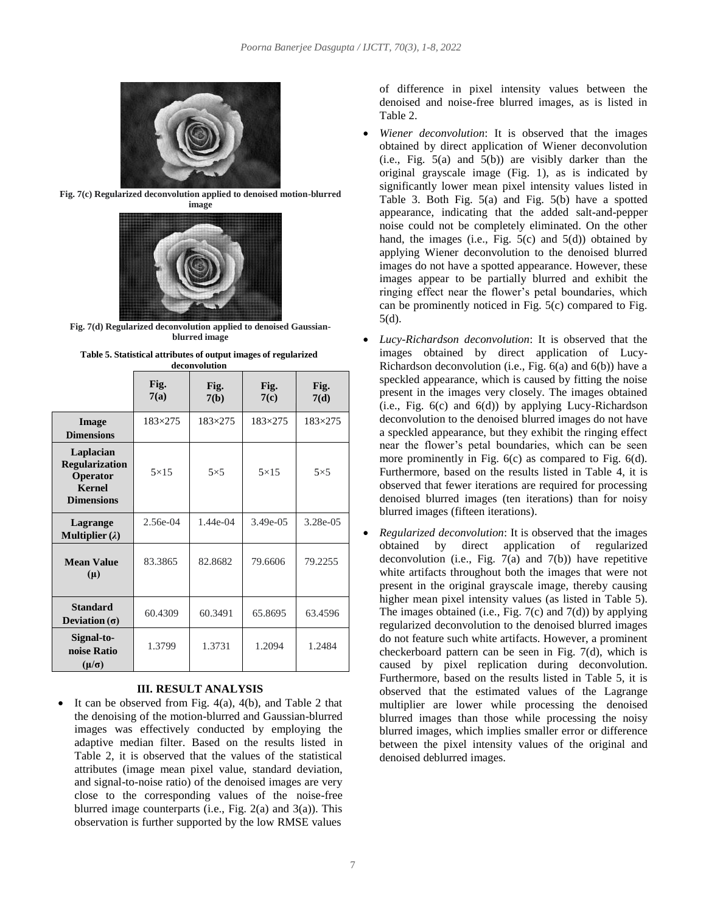Fig. 7(c) Regularized deconvolution applied to denoised motion-blurred image

Fig. 7(d) Regularized deconvolution applied to denoised Gaussian-blurred image

**Table 5. Statistical attributes of output images of regularized deconvolution**

| | Fig. 7(a) | Fig. 7(b) | Fig. 7(c) | Fig. 7(d) |
|---|---|---|---|---|
| **Image Dimensions** | 183×275 | 183×275 | 183×275 | 183×275 |
| **Laplacian Regularization Operator Kernel Dimensions** | 5×15 | 5×5 | 5×15 | 5×5 |
| **Lagrange Multiplier ($\lambda$)** | 2.56e-04 | 1.44e-04 | 3.49e-05 | 3.28e-05 |
| **Mean Value ($\mu$)** | 83.3865 | 82.8682 | 79.6606 | 79.2255 |
| **Standard Deviation ($\sigma$)** | 60.4309 | 60.3491 | 65.8695 | 63.4596 |
| **Signal-to-noise Ratio ($\mu/\sigma$)** | 1.3799 | 1.3731 | 1.2094 | 1.2484 |

## III. RESULT ANALYSIS

- It can be observed from Fig. 4(a), 4(b), and Table 2 that the denoising of the motion-blurred and Gaussian-blurred images was effectively conducted by employing the adaptive median filter. Based on the results listed in Table 2, it is observed that the values of the statistical attributes (image mean pixel value, standard deviation, and signal-to-noise ratio) of the denoised images are very close to the corresponding values of the noise-free blurred image counterparts (i.e., Fig. 2(a) and 3(a)). This observation is further supported by the low RMSE values of difference in pixel intensity values between the denoised and noise-free blurred images, as is listed in Table 2.
- *Wiener deconvolution*: It is observed that the images obtained by direct application of Wiener deconvolution (i.e., Fig. 5(a) and 5(b)) are visibly darker than the original grayscale image (Fig. 1), as is indicated by significantly lower mean pixel intensity values listed in Table 3. Both Fig. 5(a) and Fig. 5(b) have a spotted appearance, indicating that the added salt-and-pepper noise could not be completely eliminated. On the other hand, the images (i.e., Fig. 5(c) and 5(d)) obtained by applying Wiener deconvolution to the denoised blurred images do not have a spotted appearance. However, these images appear to be partially blurred and exhibit the ringing effect near the flower's petal boundaries, which can be prominently noticed in Fig. 5(c) compared to Fig. 5(d).
- *Lucy-Richardson deconvolution*: It is observed that the images obtained by direct application of Lucy-Richardson deconvolution (i.e., Fig. 6(a) and 6(b)) have a speckled appearance, which is caused by fitting the noise present in the images very closely. The images obtained (i.e., Fig. 6(c) and 6(d)) by applying Lucy-Richardson deconvolution to the denoised blurred images do not have a speckled appearance, but they exhibit the ringing effect near the flower's petal boundaries, which can be seen more prominently in Fig. 6(c) as compared to Fig. 6(d). Furthermore, based on the results listed in Table 4, it is observed that fewer iterations are required for processing denoised blurred images (ten iterations) than for noisy blurred images (fifteen iterations).
- *Regularized deconvolution*: It is observed that the images obtained by direct application of regularized deconvolution (i.e., Fig. 7(a) and 7(b)) have repetitive white artifacts throughout both the images that were not present in the original grayscale image, thereby causing higher mean pixel intensity values (as listed in Table 5). The images obtained (i.e., Fig. 7(c) and 7(d)) by applying regularized deconvolution to the denoised blurred images do not feature such white artifacts. However, a prominent checkerboard pattern can be seen in Fig. 7(d), which is caused by pixel replication during deconvolution. Furthermore, based on the results listed in Table 5, it is observed that the estimated values of the Lagrange multiplier are lower while processing the denoised blurred images than those while processing the noisy blurred images, which implies smaller error or difference between the pixel intensity values of the original and denoised deblurred images.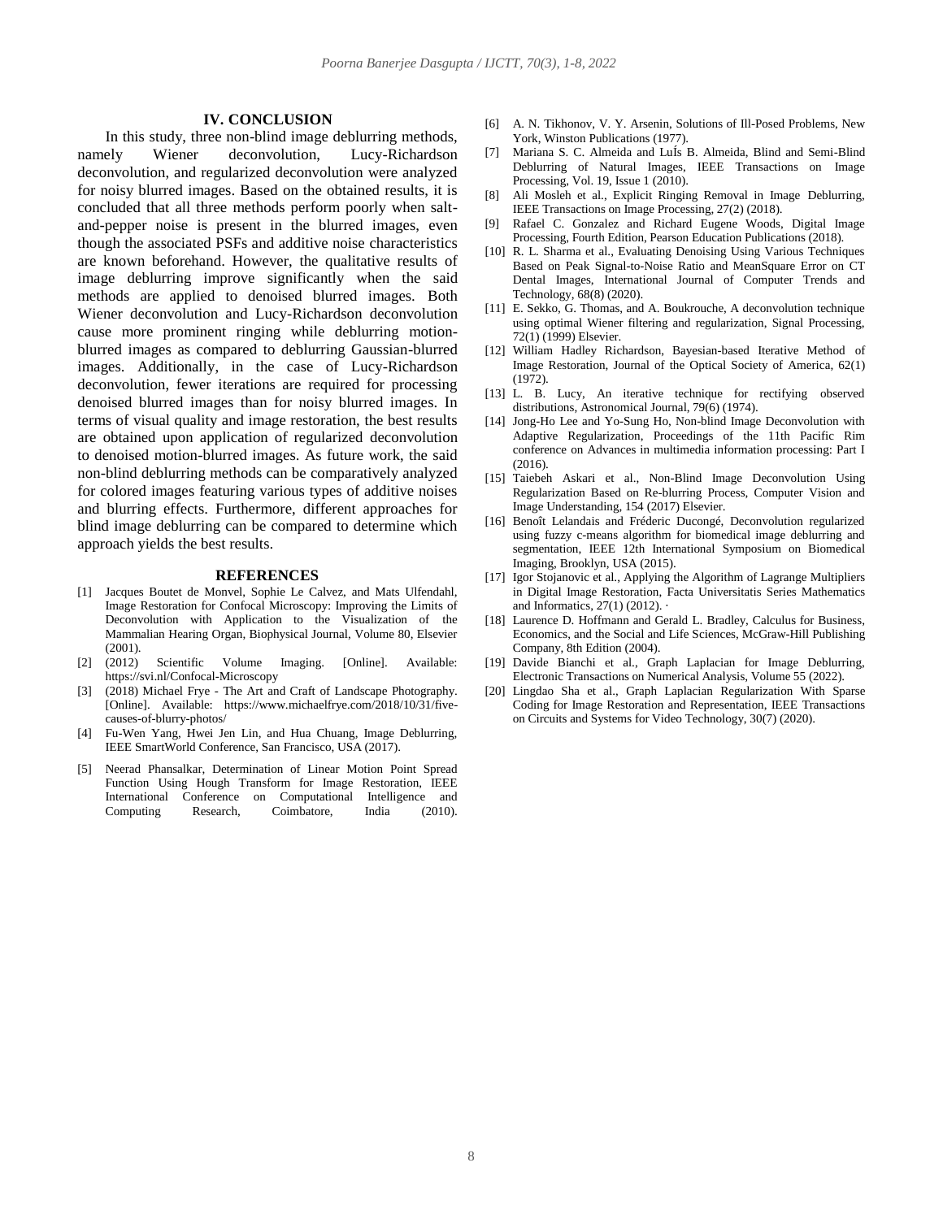## IV. CONCLUSION

In this study, three non-blind image deblurring methods, namely Wiener deconvolution, Lucy-Richardson deconvolution, and regularized deconvolution were analyzed for noisy blurred images. Based on the obtained results, it is concluded that all three methods perform poorly when salt-and-pepper noise is present in the blurred images, even though the associated PSFs and additive noise characteristics are known beforehand. However, the qualitative results of image deblurring improve significantly when the said methods are applied to denoised blurred images. Both Wiener deconvolution and Lucy-Richardson deconvolution cause more prominent ringing while deblurring motion-blurred images as compared to deblurring Gaussian-blurred images. Additionally, in the case of Lucy-Richardson deconvolution, fewer iterations are required for processing denoised blurred images than for noisy blurred images. In terms of visual quality and image restoration, the best results are obtained upon application of regularized deconvolution to denoised motion-blurred images. As future work, the said non-blind deblurring methods can be comparatively analyzed for colored images featuring various types of additive noises and blurring effects. Furthermore, different approaches for blind image deblurring can be compared to determine which approach yields the best results.

## REFERENCES

[1] Jacques Boutet de Monvel, Sophie Le Calvez, and Mats Ulfendahl, Image Restoration for Confocal Microscopy: Improving the Limits of Deconvolution with Application to the Visualization of the Mammalian Hearing Organ, Biophysical Journal, Volume 80, Elsevier (2001).

[2] (2012) Scientific Volume Imaging. [Online]. Available: https://svi.nl/Confocal-Microscopy

[3] (2018) Michael Frye - The Art and Craft of Landscape Photography. [Online]. Available: https://www.michaelfrye.com/2018/10/31/five-causes-of-blurry-photos/

[4] Fu-Wen Yang, Hwei Jen Lin, and Hua Chuang, Image Deblurring, IEEE SmartWorld Conference, San Francisco, USA (2017).

[5] Neerad Phansalkar, Determination of Linear Motion Point Spread Function Using Hough Transform for Image Restoration, IEEE International Conference on Computational Intelligence and Computing Research, Coimbatore, India (2010).

[6] A. N. Tikhonov, V. Y. Arsenin, Solutions of Ill-Posed Problems, New York, Winston Publications (1977).

[7] Mariana S. C. Almeida and LuÍs B. Almeida, Blind and Semi-Blind Deblurring of Natural Images, IEEE Transactions on Image Processing, Vol. 19, Issue 1 (2010).

[8] Ali Mosleh et al., Explicit Ringing Removal in Image Deblurring, IEEE Transactions on Image Processing, 27(2) (2018).

[9] Rafael C. Gonzalez and Richard Eugene Woods, Digital Image Processing, Fourth Edition, Pearson Education Publications (2018).

[10] R. L. Sharma et al., Evaluating Denoising Using Various Techniques Based on Peak Signal-to-Noise Ratio and MeanSquare Error on CT Dental Images, International Journal of Computer Trends and Technology, 68(8) (2020).

[11] E. Sekko, G. Thomas, and A. Boukrouche, A deconvolution technique using optimal Wiener filtering and regularization, Signal Processing, 72(1) (1999) Elsevier.

[12] William Hadley Richardson, Bayesian-based Iterative Method of Image Restoration, Journal of the Optical Society of America, 62(1) (1972).

[13] L. B. Lucy, An iterative technique for rectifying observed distributions, Astronomical Journal, 79(6) (1974).

[14] Jong-Ho Lee and Yo-Sung Ho, Non-blind Image Deconvolution with Adaptive Regularization, Proceedings of the 11th Pacific Rim conference on Advances in multimedia information processing: Part I (2016).

[15] Taiebeh Askari et al., Non-Blind Image Deconvolution Using Regularization Based on Re-blurring Process, Computer Vision and Image Understanding, 154 (2017) Elsevier.

[16] Benoît Lelandais and Fréderic Ducongé, Deconvolution regularized using fuzzy c-means algorithm for biomedical image deblurring and segmentation, IEEE 12th International Symposium on Biomedical Imaging, Brooklyn, USA (2015).

[17] Igor Stojanovic et al., Applying the Algorithm of Lagrange Multipliers in Digital Image Restoration, Facta Universitatis Series Mathematics and Informatics, 27(1) (2012). ·

[18] Laurence D. Hoffmann and Gerald L. Bradley, Calculus for Business, Economics, and the Social and Life Sciences, McGraw-Hill Publishing Company, 8th Edition (2004).

[19] Davide Bianchi et al., Graph Laplacian for Image Deblurring, Electronic Transactions on Numerical Analysis, Volume 55 (2022).

[20] Lingdao Sha et al., Graph Laplacian Regularization With Sparse Coding for Image Restoration and Representation, IEEE Transactions on Circuits and Systems for Video Technology, 30(7) (2020).